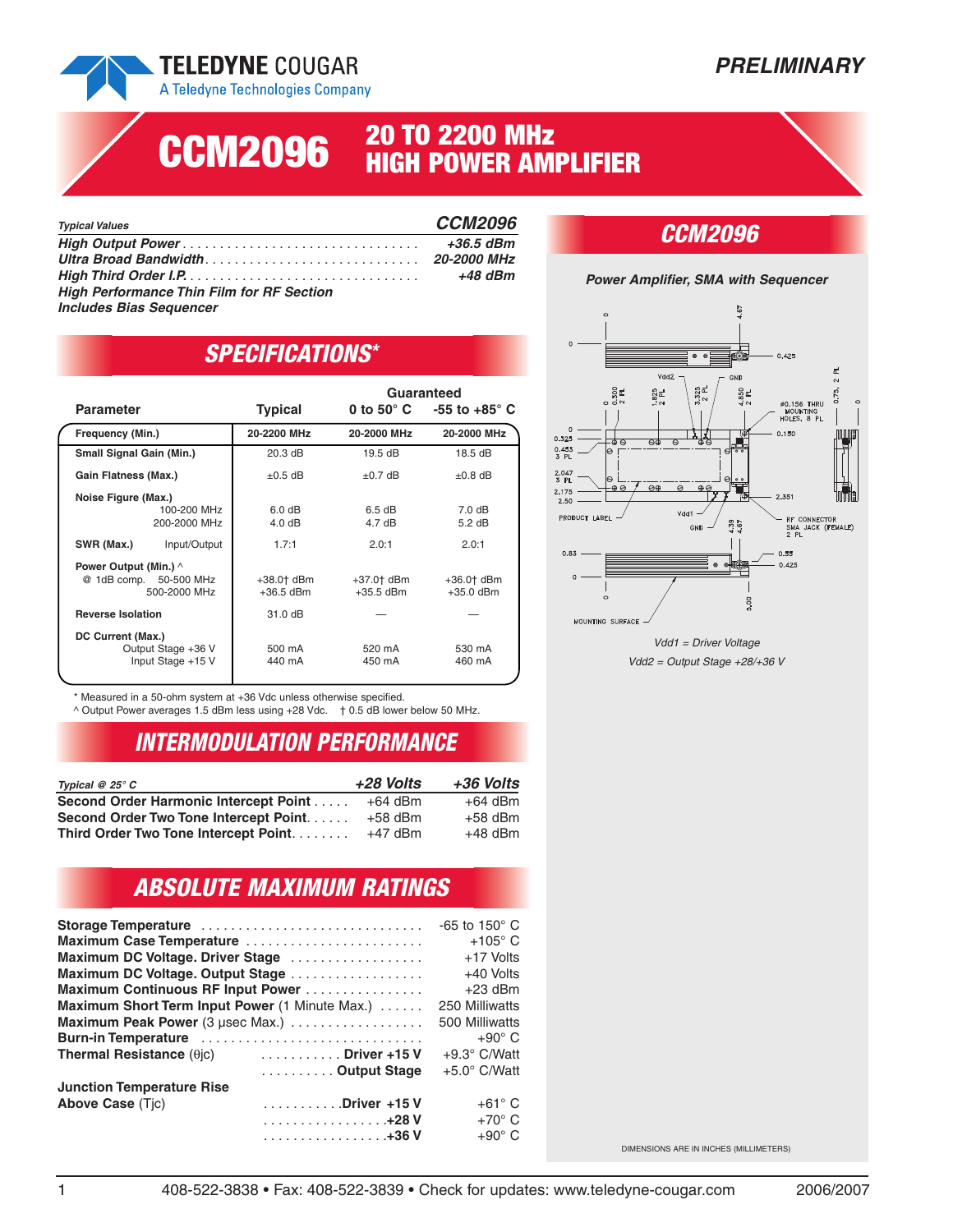TELEDYNE COUGAR
A Teledyne Technologies Company

**PRELIMINARY**

# CCM2096 — 20 TO 2200 MHz HIGH POWER AMPLIFIER

| *Typical Values* | *CCM2096* |
|---|---|
| *High Output Power* | *+36.5 dBm* |
| *Ultra Broad Bandwidth* | *20-2000 MHz* |
| *High Third Order I.P.* | *+48 dBm* |

*High Performance Thin Film for RF Section*
*Includes Bias Sequencer*

## SPECIFICATIONS*

| Parameter | | Typical | Guaranteed 0 to 50° C | Guaranteed -55 to +85° C |
|---|---|---|---|---|
| Frequency (Min.) | | 20-2200 MHz | 20-2000 MHz | 20-2000 MHz |
| Small Signal Gain (Min.) | | 20.3 dB | 19.5 dB | 18.5 dB |
| Gain Flatness (Max.) | | ±0.5 dB | ±0.7 dB | ±0.8 dB |
| Noise Figure (Max.) | 100-200 MHz | 6.0 dB | 6.5 dB | 7.0 dB |
| | 200-2000 MHz | 4.0 dB | 4.7 dB | 5.2 dB |
| SWR (Max.) | Input/Output | 1.7:1 | 2.0:1 | 2.0:1 |
| Power Output (Min.) ^ @ 1dB comp. | 50-500 MHz | +38.0† dBm | +37.0† dBm | +36.0† dBm |
| | 500-2000 MHz | +36.5 dBm | +35.5 dBm | +35.0 dBm |
| Reverse Isolation | | 31.0 dB | — | — |
| DC Current (Max.) | Output Stage +36 V | 500 mA | 520 mA | 530 mA |
| | Input Stage +15 V | 440 mA | 450 mA | 460 mA |

\* Measured in a 50-ohm system at +36 Vdc unless otherwise specified.
^ Output Power averages 1.5 dBm less using +28 Vdc. † 0.5 dB lower below 50 MHz.

## INTERMODULATION PERFORMANCE

| *Typical @ 25° C* | *+28 Volts* | *+36 Volts* |
|---|---|---|
| Second Order Harmonic Intercept Point | +64 dBm | +64 dBm |
| Second Order Two Tone Intercept Point | +58 dBm | +58 dBm |
| Third Order Two Tone Intercept Point | +47 dBm | +48 dBm |

## ABSOLUTE MAXIMUM RATINGS

| Rating | | Value |
|---|---|---|
| **Storage Temperature** | | -65 to 150° C |
| **Maximum Case Temperature** | | +105° C |
| **Maximum DC Voltage. Driver Stage** | | +17 Volts |
| **Maximum DC Voltage. Output Stage** | | +40 Volts |
| **Maximum Continuous RF Input Power** | | +23 dBm |
| **Maximum Short Term Input Power** (1 Minute Max.) | | 250 Milliwatts |
| **Maximum Peak Power** (3 µsec Max.) | | 500 Milliwatts |
| **Burn-in Temperature** | | +90° C |
| **Thermal Resistance** (θjc) | **Driver +15 V** | +9.3° C/Watt |
| | **Output Stage** | +5.0° C/Watt |
| **Junction Temperature Rise Above Case** (Tjc) | **Driver +15 V** | +61° C |
| | **+28 V** | +70° C |
| | **+36 V** | +90° C |

## CCM2096

*Power Amplifier, SMA with Sequencer*

*Vdd1 = Driver Voltage*
*Vdd2 = Output Stage +28/+36 V*

DIMENSIONS ARE IN INCHES (MILLIMETERS)

408-522-3838 • Fax: 408-522-3839 • Check for updates: www.teledyne-cougar.com 2006/2007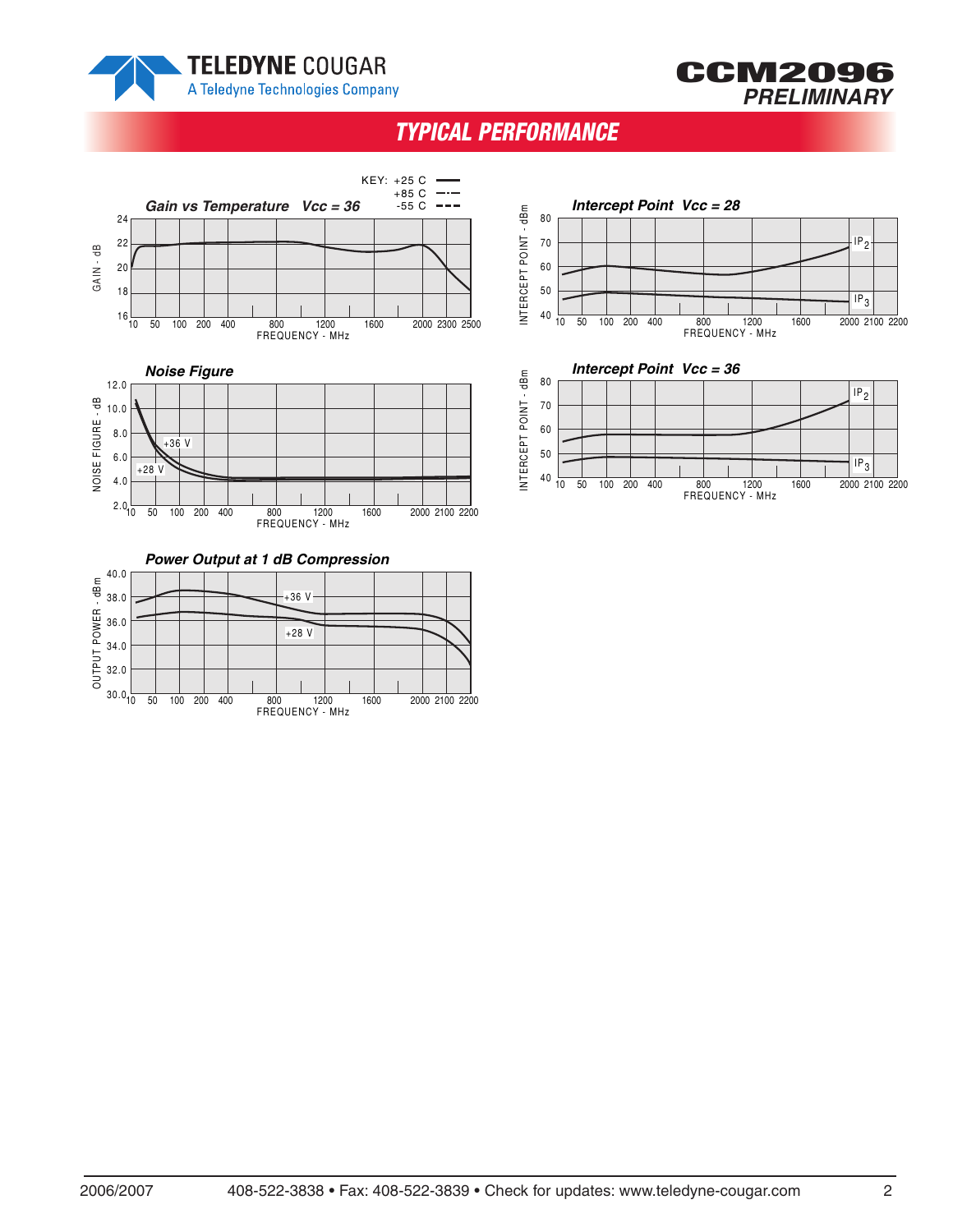# TYPICAL PERFORMANCE

**Gain vs Temperature Vcc = 36**

KEY: +25 C
+85 C
-55 C

GAIN - dB

24
22
20
18
16

10 50 100 200 400 800 1200 1600 2000 2300 2500

FREQUENCY - MHz

**Intercept Point Vcc = 28**

INTERCEPT POINT - dBm

80
70
60
50
40

$IP_2$

$IP_3$

10 50 100 200 400 800 1200 1600 2000 2100 2200

FREQUENCY - MHz

**Noise Figure**

NOISE FIGURE - dB

12.0
10.0
8.0
6.0
4.0
2.0

+36 V

+28 V

10 50 100 200 400 800 1200 1600 2000 2100 2200

FREQUENCY - MHz

**Intercept Point Vcc = 36**

INTERCEPT POINT - dBm

80
70
60
50
40

$IP_2$

$IP_3$

10 50 100 200 400 800 1200 1600 2000 2100 2200

FREQUENCY - MHz

**Power Output at 1 dB Compression**

OUTPUT POWER - dBm

40.0
38.0
36.0
34.0
32.0
30.0

+36 V

+28 V

10 50 100 200 400 800 1200 1600 2000 2100 2200

FREQUENCY - MHz

2006/2007 408-522-3838 • Fax: 408-522-3839 • Check for updates: www.teledyne-cougar.com